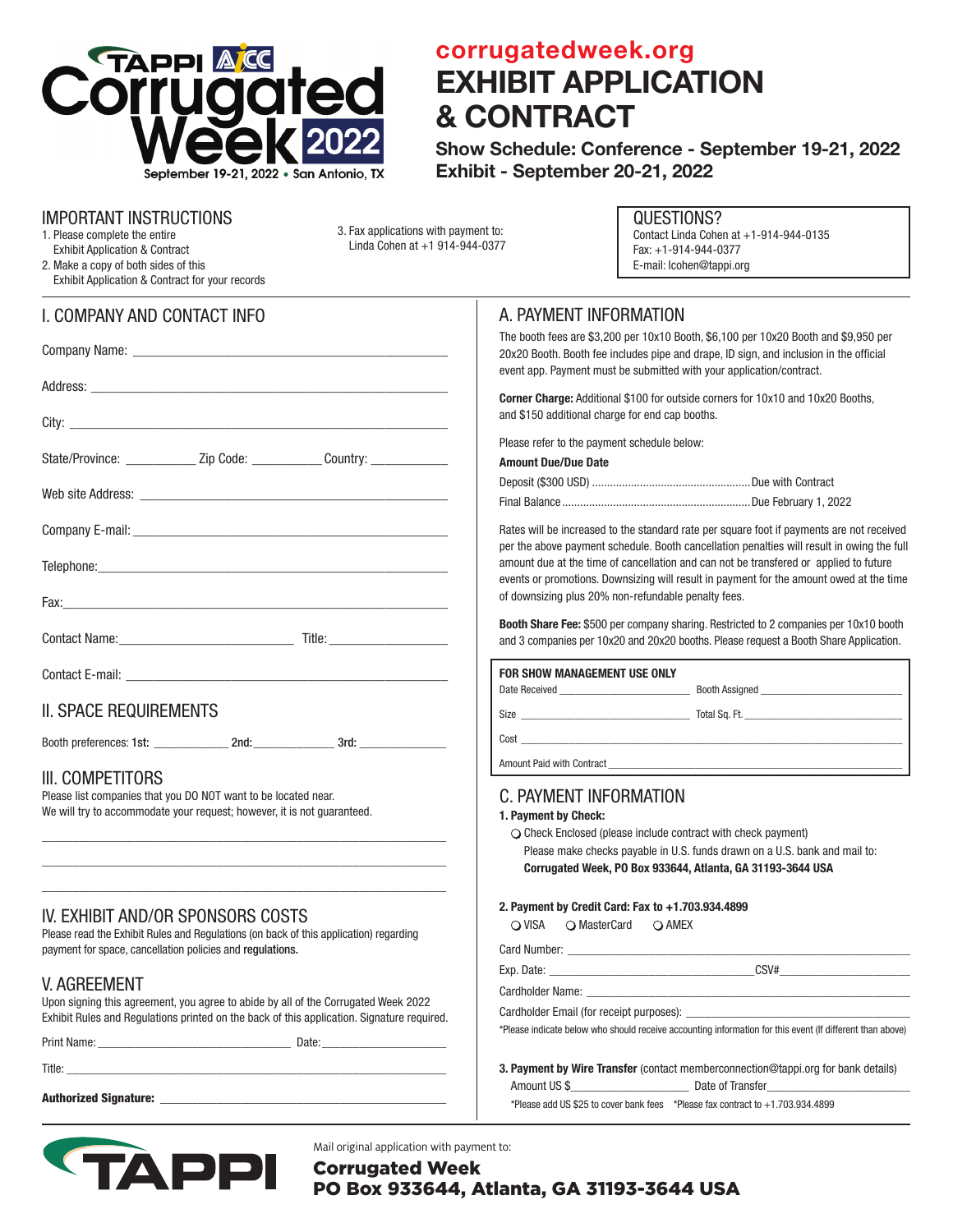# TAPPI AICC Corrugated Week 2022

September 19-21, 2022 • San Antonio, TX

**corrugatedweek.org**

# EXHIBIT APPLICATION & CONTRACT

**Show Schedule: Conference - September 19-21, 2022**
**Exhibit - September 20-21, 2022**

## IMPORTANT INSTRUCTIONS

1. Please complete the entire Exhibit Application & Contract
2. Make a copy of both sides of this Exhibit Application & Contract for your records
3. Fax applications with payment to: Linda Cohen at +1 914-944-0377

## QUESTIONS?

Contact Linda Cohen at +1-914-944-0135
Fax: +1-914-944-0377
E-mail: lcohen@tappi.org

## I. COMPANY AND CONTACT INFO

Company Name: ______________________________

Address: ______________________________

City: ______________________________

State/Province: __________ Zip Code: __________ Country: __________

Web site Address: ______________________________

Company E-mail: ______________________________

Telephone: ______________________________

Fax: ______________________________

Contact Name: ____________________ Title: ______________

Contact E-mail: ______________________________

## II. SPACE REQUIREMENTS

Booth preferences: 1st: __________ 2nd: __________ 3rd: __________

## III. COMPETITORS

Please list companies that you DO NOT want to be located near.
We will try to accommodate your request; however, it is not guaranteed.

______________________________

______________________________

______________________________

## IV. EXHIBIT AND/OR SPONSORS COSTS

Please read the Exhibit Rules and Regulations (on back of this application) regarding payment for space, cancellation policies and **regulations.**

## V. AGREEMENT

Upon signing this agreement, you agree to abide by all of the Corrugated Week 2022 Exhibit Rules and Regulations printed on the back of this application. Signature required.

Print Name: ____________________ Date: ______________

Title: ______________________________

**Authorized Signature:** ______________________________

## A. PAYMENT INFORMATION

The booth fees are $3,200 per 10x10 Booth, $6,100 per 10x20 Booth and $9,950 per 20x20 Booth. Booth fee includes pipe and drape, ID sign, and inclusion in the official event app. Payment must be submitted with your application/contract.

**Corner Charge:** Additional $100 for outside corners for 10x10 and 10x20 Booths, and $150 additional charge for end cap booths.

Please refer to the payment schedule below:

**Amount Due/Due Date**

Deposit ($300 USD) .................... Due with Contract
Final Balance .................... Due February 1, 2022

Rates will be increased to the standard rate per square foot if payments are not received per the above payment schedule. Booth cancellation penalties will result in owing the full amount due at the time of cancellation and can not be transfered or applied to future events or promotions. Downsizing will result in payment for the amount owed at the time of downsizing plus 20% non-refundable penalty fees.

**Booth Share Fee:** $500 per company sharing. Restricted to 2 companies per 10x10 booth and 3 companies per 10x20 and 20x20 booths. Please request a Booth Share Application.

**FOR SHOW MANAGEMENT USE ONLY**

Date Received __________ Booth Assigned __________

Size __________ Total Sq. Ft. __________

Cost ______________________________

Amount Paid with Contract ______________________________

## C. PAYMENT INFORMATION

**1. Payment by Check:**

○ Check Enclosed (please include contract with check payment)
Please make checks payable in U.S. funds drawn on a U.S. bank and mail to:
**Corrugated Week, PO Box 933644, Atlanta, GA 31193-3644 USA**

**2. Payment by Credit Card: Fax to +1.703.934.4899**

○ VISA ○ MasterCard ○ AMEX

Card Number: ______________________________

Exp. Date: ____________________ CSV# ______________

Cardholder Name: ______________________________

Cardholder Email (for receipt purposes): ______________________________

*Please indicate below who should receive accounting information for this event (If different than above)

**3. Payment by Wire Transfer** (contact memberconnection@tappi.org for bank details)

Amount US $ __________ Date of Transfer __________

*Please add US $25 to cover bank fees *Please fax contract to +1.703.934.4899

Mail original application with payment to:

**Corrugated Week**
**PO Box 933644, Atlanta, GA 31193-3644 USA**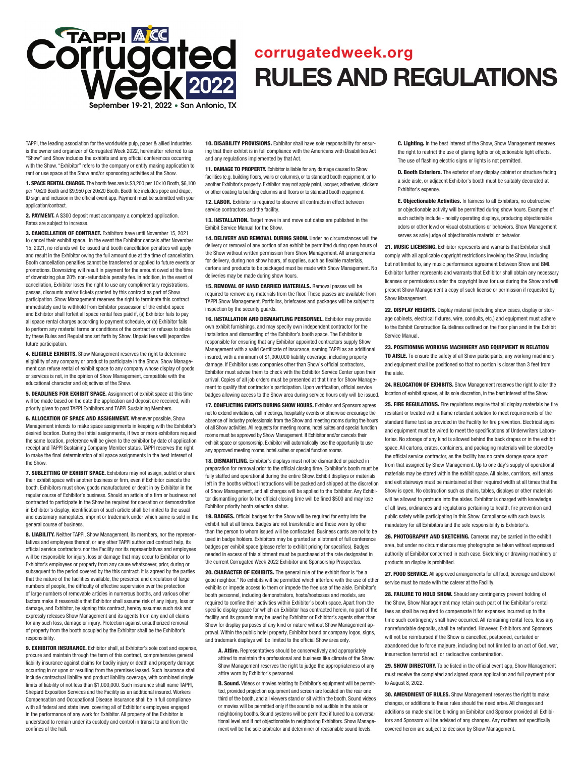# TAPPI AICC Corrugated Week 2022

September 19-21, 2022 • San Antonio, TX

**corrugatedweek.org**

# RULES AND REGULATIONS

TAPPI, the leading association for the worldwide pulp, paper & allied industries is the owner and organizer of Corrugated Week 2022, hereinafter referred to as "Show" and Show includes the exhibits and any official conferences occurring with the Show. "Exhibitor" refers to the company or entity making application to rent or use space at the Show and/or sponsoring activities at the Show.

**1. SPACE RENTAL CHARGE.** The booth fees are is $3,200 per 10x10 Booth, $6,100 per 10x20 Booth and $9,950 per 20x20 Booth. Booth fee includes pope and drape, ID sign, and inclusion in the official event app. Payment must be submitted with your application/contract.

**2. PAYMENT.** A $300 deposit must accompany a completed application. Rates are subject to increase.

**3. CANCELLATION OF CONTRACT.** Exhibitors have until November 15, 2021 to cancel their exhibit space. In the event the Exhibitor cancels after November 15, 2021, no refunds will be issued and booth cancellation penalties will apply and result in the Exhibitor owing the full amount due at the time of cancellation. Booth cancellation penalties cannot be transferred or applied to future events or promotions. Downsizing will result in payment for the amount owed at the time of downsizing plus 20% non-refundable penalty fee. In addition, in the event of cancellation, Exhibitor loses the right to use any complimentary registrations, passes, discounts and/or tickets granted by this contract as part of Show participation. Show Management reserves the right to terminate this contract immediately and to withhold from Exhibitor possession of the exhibit space and Exhibitor shall forfeit all space rental fees paid if, (a) Exhibitor fails to pay all space rental charges according to payment schedule, or (b) Exhibitor fails to perform any material terms or conditions of the contract or refuses to abide by these Rules and Regulations set forth by Show. Unpaid fees will jeopardize future participation.

**4. ELIGIBLE EXHIBITS.** Show Management reserves the right to determine eligibility of any company or product to participate in the Show. Show Management can refuse rental of exhibit space to any company whose display of goods or services is not, in the opinion of Show Management, compatible with the educational character and objectives of the Show.

**5. DEADLINES FOR EXHIBIT SPACE.** Assignment of exhibit space at this time will be made based on the date the application and deposit are received, with priority given to past TAPPI Exhibitors and TAPPI Sustaining Members.

**6. ALLOCATION OF SPACE AND ASSIGNMENT.** Whenever possible, Show Management intends to make space assignments in keeping with the Exhibitor's desired location. During the initial assignments, if two or more exhibitors request the same location, preference will be given to the exhibitor by date of application receipt and TAPPI Sustaining Company Member status. TAPPI reserves the right to make the final determination of all space assignments in the best interest of the Show.

**7. SUBLETTING OF EXHIBIT SPACE.** Exhibitors may not assign, sublet or share their exhibit space with another business or firm, even if Exhibitor cancels the booth. Exhibitors must show goods manufactured or dealt in by Exhibitor in the regular course of Exhibitor's business. Should an article of a firm or business not contracted to participate in the Show be required for operation or demonstration in Exhibitor's display, identification of such article shall be limited to the usual and customary nameplates, imprint or trademark under which same is sold in the general course of business.

**8. LIABILITY.** Neither TAPPI, Show Management, its members, nor the representatives and employees thereof, or any other TAPPI authorized contract help, its official service contractors nor the Facility nor its representatives and employees will be responsible for injury, loss or damage that may occur to Exhibitor or to Exhibitor's employees or property from any cause whatsoever, prior, during or subsequent to the period covered by the this contract. It is agreed by the parties that the nature of the facilities available, the presence and circulation of large numbers of people, the difficulty of effective supervision over the protection of large numbers of removable articles in numerous booths, and various other factors make it reasonable that Exhibitor shall assume risk of any injury, loss or damage, and Exhibitor, by signing this contract, hereby assumes such risk and expressly releases Show Management and its agents from any and all claims for any such loss, damage or injury. Protection against unauthorized removal of property from the booth occupied by the Exhibitor shall be the Exhibitor's responsibility.

**9. EXHIBITOR INSURANCE.** Exhibitor shall, at Exhibitor's sole cost and expense, procure and maintain through the term of this contract, comprehensive general liability insurance against claims for bodily injury or death and property damage occurring in or upon or resulting from the premises leased. Such insurance shall include contractual liability and product liability coverage, with combined single limits of liability of not less than $1,000,000. Such insurance shall name TAPPI, Shepard Exposition Services and the Facility as an additional insured. Workers Compensation and Occupational Disease insurance shall be in full compliance with all federal and state laws, covering all of Exhibitor's employees engaged in the performance of any work for Exhibitor. All property of the Exhibitor is understood to remain under its custody and control in transit to and from the confines of the hall.

**10. DISABILITY PROVISIONS.** Exhibitor shall have sole responsibility for ensuring that their exhibit is in full compliance with the Americans with Disabilities Act and any regulations implemented by that Act.

**11. DAMAGE TO PROPERTY.** Exhibitor is liable for any damage caused to Show facilities (e.g. building floors, walls or columns), or to standard booth equipment, or to another Exhibitor's property. Exhibitor may not apply paint, lacquer, adhesives, stickers or other coating to building columns and floors or to standard booth equipment.

**12. LABOR.** Exhibitor is required to observe all contracts in effect between service contractors and the facility.

**13. INSTALLATION.** Target move in and move out dates are published in the Exhibit Service Manual for the Show.

**14. DELIVERY AND REMOVAL DURING SHOW.** Under no circumstances will the delivery or removal of any portion of an exhibit be permitted during open hours of the Show without written permission from Show Management. All arrangements for delivery, during non show hours, of supplies, such as flexible materials, cartons and products to be packaged must be made with Show Management. No deliveries may be made during show hours.

**15. REMOVAL OF HAND CARRIED MATERIALS.** Removal passes will be required to remove any materials from the floor. These passes are available from TAPPI Show Management. Portfolios, briefcases and packages will be subject to inspection by the security guards.

**16. INSTALLATION AND DISMANTLING PERSONNEL.** Exhibitor may provide own exhibit furnishings, and may specify own independent contractor for the installation and dismantling of the Exhibitor's booth space. The Exhibitor is responsible for ensuring that any Exhibitor appointed contractors supply Show Management with a valid Certificate of Insurance, naming TAPPI as an additional insured, with a minimum of $1,000,000 liability coverage, including property damage. If Exhibitor uses companies other than Show's official contractors, Exhibitor must advise them to check with the Exhibitor Service Center upon their arrival. Copies of all job orders must be presented at that time for Show Management to qualify that contractor's participation. Upon verification, official service badges allowing access to the Show area during service hours only will be issued.

**17. CONFLICTING EVENTS DURING SHOW HOURS.** Exhibitor and Sponsors agrees not to extend invitations, call meetings, hospitality events or otherwise encourage the absence of industry professionals from the Show and meeting rooms during the hours of all Show activities. All requests for meeting rooms, hotel suites and special function rooms must be approved by Show Management. If Exhibitor and/or cancels their exhibit space or sponsorship, Exhibitor will automatically lose the opportunity to use any approved meeting rooms, hotel suites or special function rooms.

**18. DISMANTLING.** Exhibitor's displays must not be dismantled or packed in preparation for removal prior to the official closing time. Exhibitor's booth must be fully staffed and operational during the entire Show. Exhibit displays or materials left in the booths without instructions will be packed and shipped at the discretion of Show Management, and all charges will be applied to the Exhibitor. Any Exhibitor dismantling prior to the official closing time will be fined $500 and may lose Exhibitor priority booth selection status.

**19. BADGES.** Official badges for the Show will be required for entry into the exhibit hall at all times. Badges are not transferable and those worn by other than the person to whom issued will be confiscated. Business cards are not to be used in badge holders. Exhibitors may be granted an allotment of full conference badges per exhibit space (please refer to exhibit pricing for specifics). Badges needed in excess of this allotment must be purchased at the rate designated in the current Corrugated Week 2022 Exhibitor and Sponsorship Prospectus.

**20. CHARACTER OF EXHIBITS.** The general rule of the exhibit floor is "be a good neighbor." No exhibits will be permitted which interfere with the use of other exhibits or impede access to them or impede the free use of the aisle. Exhibitor's booth personnel, including demonstrators, hosts/hostesses and models, are required to confine their activities within Exhibitor's booth space. Apart from the specific display space for which an Exhibitor has contracted herein, no part of the facility and its grounds may be used by Exhibitor or Exhibitor's agents other than Show for display purposes of any kind or nature without Show Management approval. Within the public hotel property, Exhibitor brand or company logos, signs, and trademark displays will be limited to the official Show area only.

**A. Attire.** Representatives should be conservatively and appropriately attired to maintain the professional and business like climate of the Show. Show Management reserves the right to judge the appropriateness of any attire worn by Exhibitor's personnel.

**B. Sound.** Videos or movies relating to Exhibitor's equipment will be permitted, provided projection equipment and screen are located on the rear one third of the booth, and all viewers stand or sit within the booth. Sound videos or movies will be permitted only if the sound is not audible in the aisle or neighboring booths. Sound systems will be permitted if tuned to a conversational level and if not objectionable to neighboring Exhibitors. Show Management will be the sole arbitrator and determiner of reasonable sound levels.

**C. Lighting.** In the best interest of the Show, Show Management reserves the right to restrict the use of glaring lights or objectionable light effects. The use of flashing electric signs or lights is not permitted.

**D. Booth Exteriors.** The exterior of any display cabinet or structure facing a side aisle, or adjacent Exhibitor's booth must be suitably decorated at Exhibitor's expense.

**E. Objectionable Activities.** In fairness to all Exhibitors, no obstructive or objectionable activity will be permitted during show hours. Examples of such activity include - noisily operating displays, producing objectionable odors or other lewd or visual obstructions or behaviors. Show Management serves as sole judge of objectionable material or behavior.

**21. MUSIC LICENSING.** Exhibitor represents and warrants that Exhibitor shall comply with all applicable copyright restrictions involving the Show, including but not limited to, any music performance agreement between Show and BMI. Exhibitor further represents and warrants that Exhibitor shall obtain any necessary licenses or permissions under the copyright laws for use during the Show and will present Show Management a copy of such license or permission if requested by Show Management.

**22. DISPLAY HEIGHTS.** Display material (including show cases, display or storage cabinets, electrical fixtures, wire, conduits, etc.) and equipment must adhere to the Exhibit Construction Guidelines outlined on the floor plan and in the Exhibit Service Manual.

**23. POSITIONING WORKING MACHINERY AND EQUIPMENT IN RELATION TO AISLE.** To ensure the safety of all Show participants, any working machinery and equipment shall be positioned so that no portion is closer than 3 feet from the aisle.

**24. RELOCATION OF EXHIBITS.** Show Management reserves the right to alter the location of exhibit spaces, at its sole discretion, in the best interest of the Show.

**25. FIRE REGULATIONS.** Fire regulations require that all display materials be fire resistant or treated with a flame retardant solution to meet requirements of the standard flame test as provided in the Facility for fire prevention. Electrical signs and equipment must be wired to meet the specifications of Underwriters Laboratories. No storage of any kind is allowed behind the back drapes or in the exhibit space. All cartons, crates, containers, and packaging materials will be stored by the official service contractor, as the facility has no crate storage space apart from that assigned by Show Management. Up to one day's supply of operational materials may be stored within the exhibit space. All aisles, corridors, exit areas and exit stairways must be maintained at their required width at all times that the Show is open. No obstruction such as chairs, tables, displays or other materials will be allowed to protrude into the aisles. Exhibitor is charged with knowledge of all laws, ordinances and regulations pertaining to health, fire prevention and public safety while participating in this Show. Compliance with such laws is mandatory for all Exhibitors and the sole responsibility is Exhibitor's.

**26. PHOTOGRAPHY AND SKETCHING.** Cameras may be carried in the exhibit area, but under no circumstances may photographs be taken without expressed authority of Exhibitor concerned in each case. Sketching or drawing machinery or products on display is prohibited.

**27. FOOD SERVICE.** All approved arrangements for all food, beverage and alcohol service must be made with the caterer at the Facility.

**28. FAILURE TO HOLD SHOW.** Should any contingency prevent holding of the Show, Show Management may retain such part of the Exhibitor's rental fees as shall be required to compensate it for expenses incurred up to the time such contingency shall have occurred. All remaining rental fees, less any nonrefundable deposits, shall be refunded. However, Exhibitors and Sponsors will not be reimbursed if the Show is cancelled, postponed, curtailed or abandoned due to force majeure, including but not limited to an act of God, war, insurrection terrorist act, or radioactive contamination.

**29. SHOW DIRECTORY.** To be listed in the official event app, Show Management must receive the completed and signed space application and full payment prior to August 8, 2022.

**30. AMENDMENT OF RULES.** Show Management reserves the right to make changes, or additions to these rules should the need arise. All changes and additions so made shall be binding on Exhibitor and Sponsor provided all Exhibitors and Sponsors will be advised of any changes. Any matters not specifically covered herein are subject to decision by Show Management.